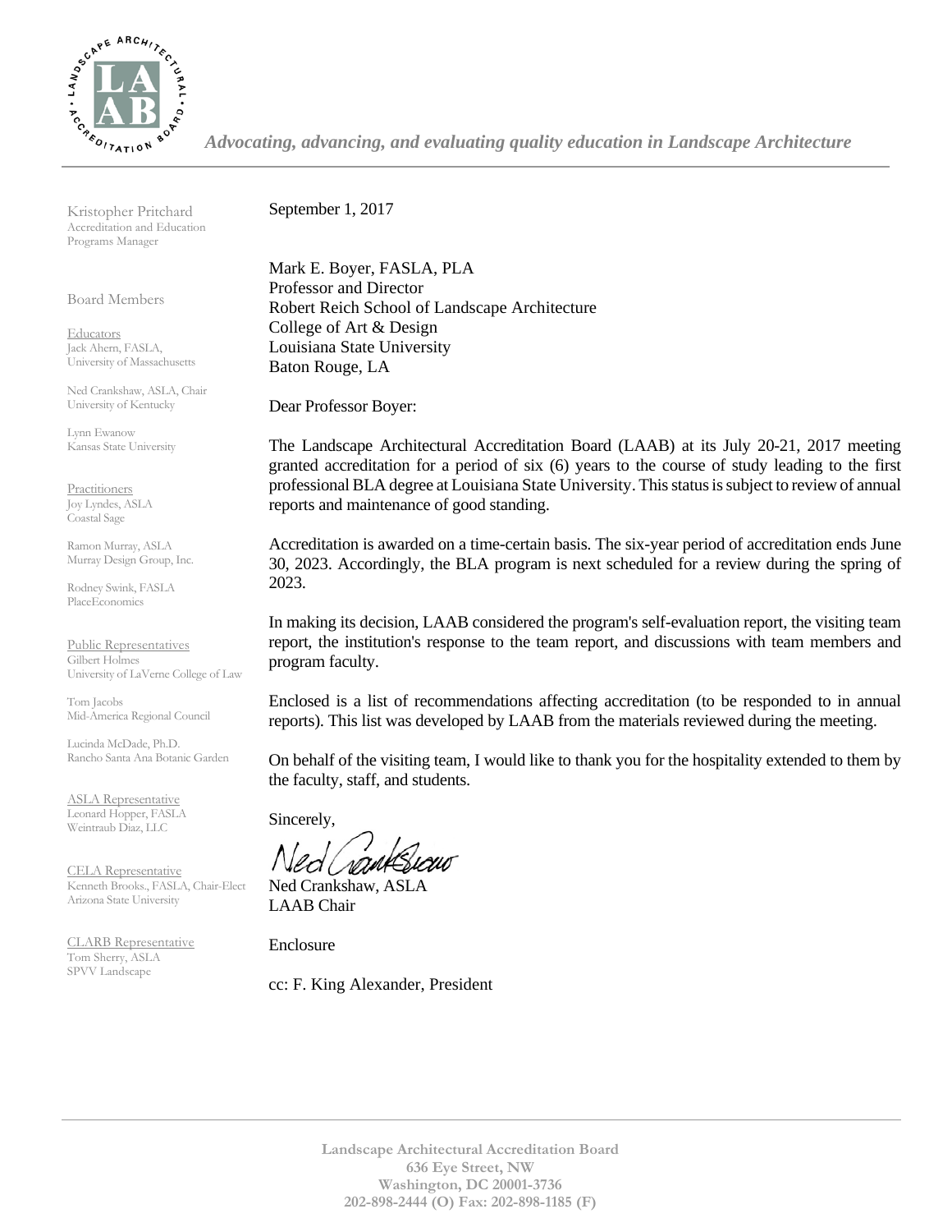*Advocating, advancing, and evaluating quality education in Landscape Architecture*

Kristopher Pritchard
Accreditation and Education Programs Manager

Board Members

Educators
Jack Ahern, FASLA, University of Massachusetts

Ned Crankshaw, ASLA, Chair
University of Kentucky

Lynn Ewanow
Kansas State University

Practitioners
Joy Lyndes, ASLA
Coastal Sage

Ramon Murray, ASLA
Murray Design Group, Inc.

Rodney Swink, FASLA
PlaceEconomics

Public Representatives
Gilbert Holmes
University of LaVerne College of Law

Tom Jacobs
Mid-America Regional Council

Lucinda McDade, Ph.D.
Rancho Santa Ana Botanic Garden

ASLA Representative
Leonard Hopper, FASLA
Weintraub Diaz, LLC

CELA Representative
Kenneth Brooks., FASLA, Chair-Elect
Arizona State University

CLARB Representative
Tom Sherry, ASLA
SPVV Landscape

September 1, 2017

Mark E. Boyer, FASLA, PLA
Professor and Director
Robert Reich School of Landscape Architecture
College of Art & Design
Louisiana State University
Baton Rouge, LA

Dear Professor Boyer:

The Landscape Architectural Accreditation Board (LAAB) at its July 20-21, 2017 meeting granted accreditation for a period of six (6) years to the course of study leading to the first professional BLA degree at Louisiana State University. This status is subject to review of annual reports and maintenance of good standing.

Accreditation is awarded on a time-certain basis. The six-year period of accreditation ends June 30, 2023. Accordingly, the BLA program is next scheduled for a review during the spring of 2023.

In making its decision, LAAB considered the program's self-evaluation report, the visiting team report, the institution's response to the team report, and discussions with team members and program faculty.

Enclosed is a list of recommendations affecting accreditation (to be responded to in annual reports). This list was developed by LAAB from the materials reviewed during the meeting.

On behalf of the visiting team, I would like to thank you for the hospitality extended to them by the faculty, staff, and students.

Sincerely,

Ned Crankshaw, ASLA
LAAB Chair

Enclosure

cc: F. King Alexander, President

**Landscape Architectural Accreditation Board**
**636 Eye Street, NW**
**Washington, DC 20001-3736**
**202-898-2444 (O) Fax: 202-898-1185 (F)**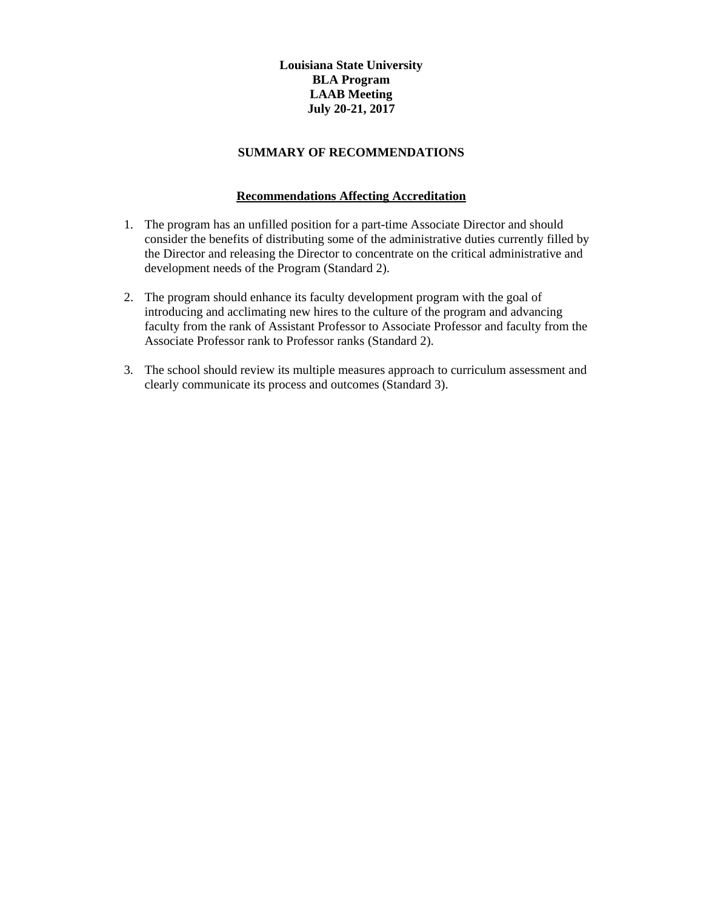**Louisiana State University**
**BLA Program**
**LAAB Meeting**
**July 20-21, 2017**

## SUMMARY OF RECOMMENDATIONS

### Recommendations Affecting Accreditation

1. The program has an unfilled position for a part-time Associate Director and should consider the benefits of distributing some of the administrative duties currently filled by the Director and releasing the Director to concentrate on the critical administrative and development needs of the Program (Standard 2).

2. The program should enhance its faculty development program with the goal of introducing and acclimating new hires to the culture of the program and advancing faculty from the rank of Assistant Professor to Associate Professor and faculty from the Associate Professor rank to Professor ranks (Standard 2).

3. The school should review its multiple measures approach to curriculum assessment and clearly communicate its process and outcomes (Standard 3).